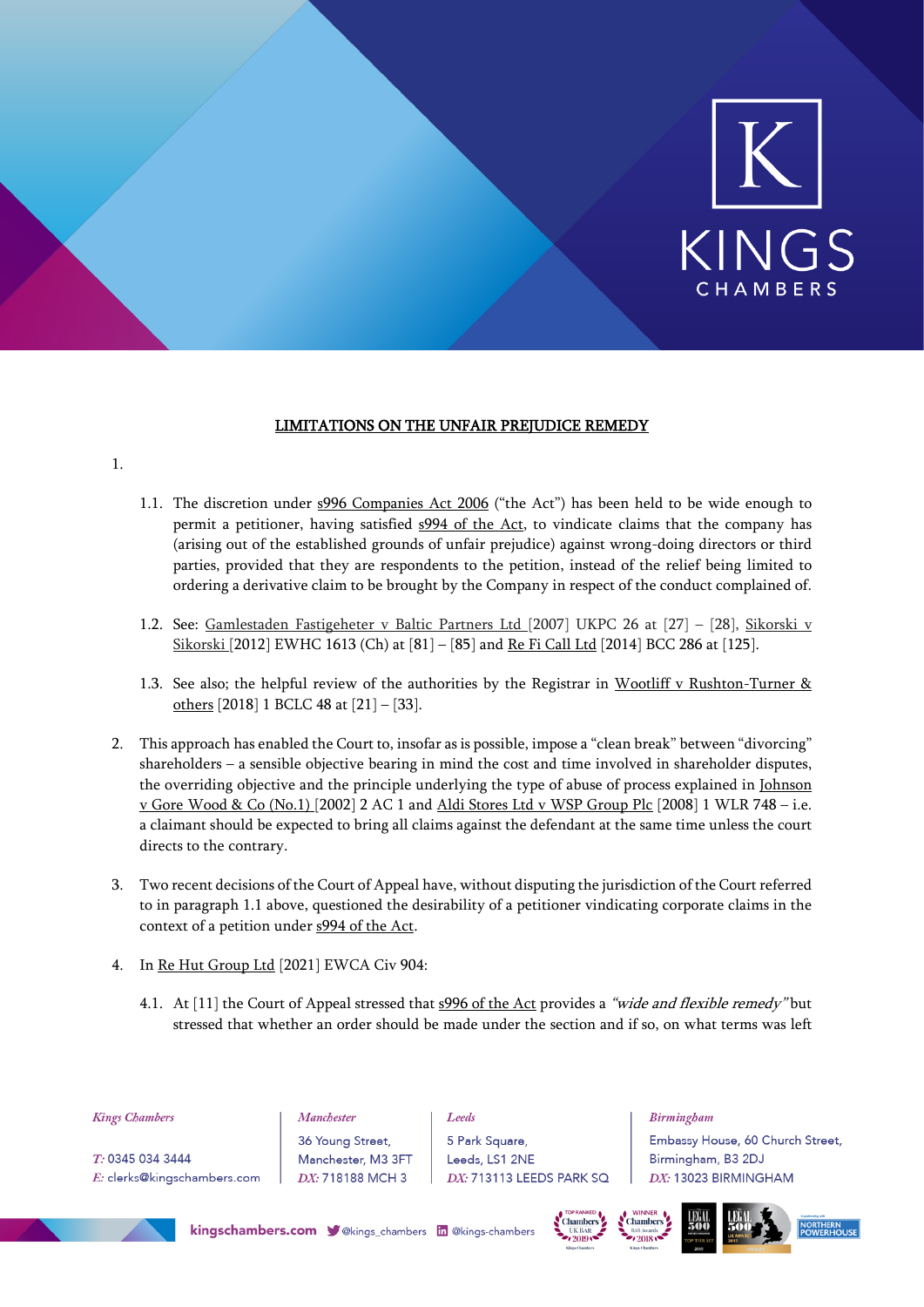# LIMITATIONS ON THE UNFAIR PREJUDICE REMEDY

1.

1.1. The discretion under s996 Companies Act 2006 ("the Act") has been held to be wide enough to permit a petitioner, having satisfied s994 of the Act, to vindicate claims that the company has (arising out of the established grounds of unfair prejudice) against wrong-doing directors or third parties, provided that they are respondents to the petition, instead of the relief being limited to ordering a derivative claim to be brought by the Company in respect of the conduct complained of.

1.2. See: Gamlestaden Fastigeheter v Baltic Partners Ltd [2007] UKPC 26 at [27] – [28], Sikorski v Sikorski [2012] EWHC 1613 (Ch) at [81] – [85] and Re Fi Call Ltd [2014] BCC 286 at [125].

1.3. See also; the helpful review of the authorities by the Registrar in Wootliff v Rushton-Turner & others [2018] 1 BCLC 48 at [21] – [33].

2. This approach has enabled the Court to, insofar as is possible, impose a "clean break" between "divorcing" shareholders – a sensible objective bearing in mind the cost and time involved in shareholder disputes, the overriding objective and the principle underlying the type of abuse of process explained in Johnson v Gore Wood & Co (No.1) [2002] 2 AC 1 and Aldi Stores Ltd v WSP Group Plc [2008] 1 WLR 748 – i.e. a claimant should be expected to bring all claims against the defendant at the same time unless the court directs to the contrary.

3. Two recent decisions of the Court of Appeal have, without disputing the jurisdiction of the Court referred to in paragraph 1.1 above, questioned the desirability of a petitioner vindicating corporate claims in the context of a petition under s994 of the Act.

4. In Re Hut Group Ltd [2021] EWCA Civ 904:

4.1. At [11] the Court of Appeal stressed that s996 of the Act provides a *"wide and flexible remedy"* but stressed that whether an order should be made under the section and if so, on what terms was left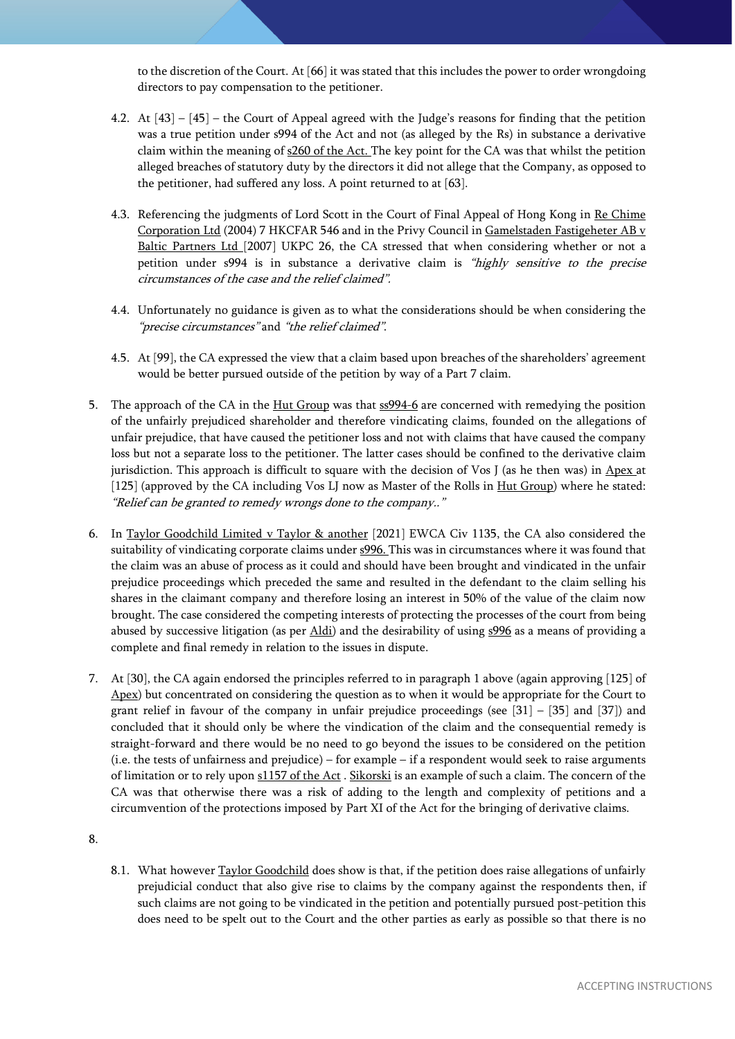to the discretion of the Court. At [66] it was stated that this includes the power to order wrongdoing directors to pay compensation to the petitioner.

4.2. At [43] – [45] – the Court of Appeal agreed with the Judge's reasons for finding that the petition was a true petition under s994 of the Act and not (as alleged by the Rs) in substance a derivative claim within the meaning of s260 of the Act. The key point for the CA was that whilst the petition alleged breaches of statutory duty by the directors it did not allege that the Company, as opposed to the petitioner, had suffered any loss. A point returned to at [63].

4.3. Referencing the judgments of Lord Scott in the Court of Final Appeal of Hong Kong in Re Chime Corporation Ltd (2004) 7 HKCFAR 546 and in the Privy Council in Gamelstaden Fastigeheter AB v Baltic Partners Ltd [2007] UKPC 26, the CA stressed that when considering whether or not a petition under s994 is in substance a derivative claim is *"highly sensitive to the precise circumstances of the case and the relief claimed".*

4.4. Unfortunately no guidance is given as to what the considerations should be when considering the *"precise circumstances"* and *"the relief claimed".*

4.5. At [99], the CA expressed the view that a claim based upon breaches of the shareholders' agreement would be better pursued outside of the petition by way of a Part 7 claim.

5. The approach of the CA in the Hut Group was that ss994-6 are concerned with remedying the position of the unfairly prejudiced shareholder and therefore vindicating claims, founded on the allegations of unfair prejudice, that have caused the petitioner loss and not with claims that have caused the company loss but not a separate loss to the petitioner. The latter cases should be confined to the derivative claim jurisdiction. This approach is difficult to square with the decision of Vos J (as he then was) in Apex at [125] (approved by the CA including Vos LJ now as Master of the Rolls in Hut Group) where he stated: *"Relief can be granted to remedy wrongs done to the company.."*

6. In Taylor Goodchild Limited v Taylor & another [2021] EWCA Civ 1135, the CA also considered the suitability of vindicating corporate claims under s996. This was in circumstances where it was found that the claim was an abuse of process as it could and should have been brought and vindicated in the unfair prejudice proceedings which preceded the same and resulted in the defendant to the claim selling his shares in the claimant company and therefore losing an interest in 50% of the value of the claim now brought. The case considered the competing interests of protecting the processes of the court from being abused by successive litigation (as per Aldi) and the desirability of using s996 as a means of providing a complete and final remedy in relation to the issues in dispute.

7. At [30], the CA again endorsed the principles referred to in paragraph 1 above (again approving [125] of Apex) but concentrated on considering the question as to when it would be appropriate for the Court to grant relief in favour of the company in unfair prejudice proceedings (see [31] – [35] and [37]) and concluded that it should only be where the vindication of the claim and the consequential remedy is straight-forward and there would be no need to go beyond the issues to be considered on the petition (i.e. the tests of unfairness and prejudice) – for example – if a respondent would seek to raise arguments of limitation or to rely upon s1157 of the Act . Sikorski is an example of such a claim. The concern of the CA was that otherwise there was a risk of adding to the length and complexity of petitions and a circumvention of the protections imposed by Part XI of the Act for the bringing of derivative claims.

8.

8.1. What however Taylor Goodchild does show is that, if the petition does raise allegations of unfairly prejudicial conduct that also give rise to claims by the company against the respondents then, if such claims are not going to be vindicated in the petition and potentially pursued post-petition this does need to be spelt out to the Court and the other parties as early as possible so that there is no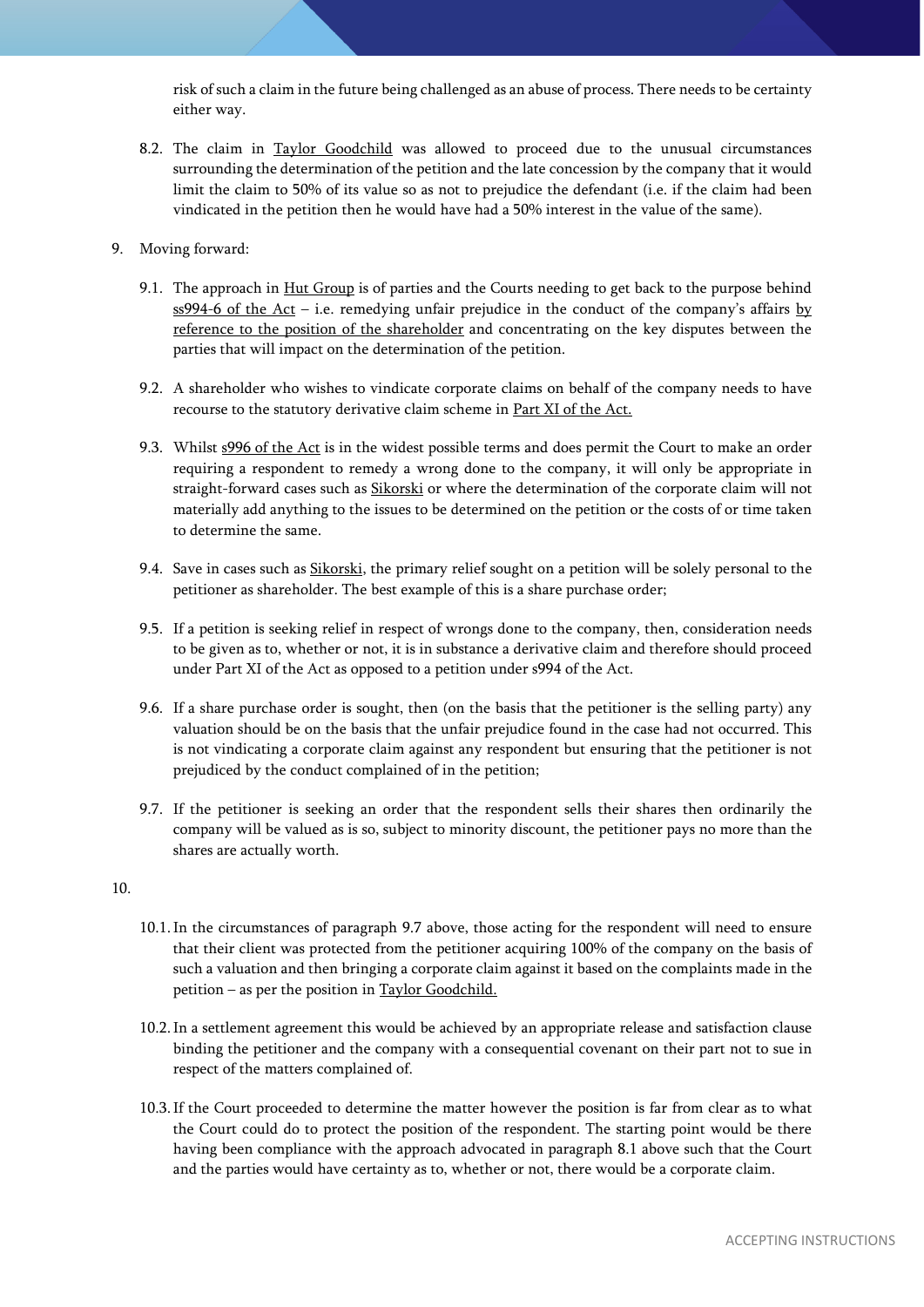risk of such a claim in the future being challenged as an abuse of process. There needs to be certainty either way.

8.2. The claim in Taylor Goodchild was allowed to proceed due to the unusual circumstances surrounding the determination of the petition and the late concession by the company that it would limit the claim to 50% of its value so as not to prejudice the defendant (i.e. if the claim had been vindicated in the petition then he would have had a 50% interest in the value of the same).

9. Moving forward:

9.1. The approach in Hut Group is of parties and the Courts needing to get back to the purpose behind ss994-6 of the Act – i.e. remedying unfair prejudice in the conduct of the company's affairs by reference to the position of the shareholder and concentrating on the key disputes between the parties that will impact on the determination of the petition.

9.2. A shareholder who wishes to vindicate corporate claims on behalf of the company needs to have recourse to the statutory derivative claim scheme in Part XI of the Act.

9.3. Whilst s996 of the Act is in the widest possible terms and does permit the Court to make an order requiring a respondent to remedy a wrong done to the company, it will only be appropriate in straight-forward cases such as Sikorski or where the determination of the corporate claim will not materially add anything to the issues to be determined on the petition or the costs of or time taken to determine the same.

9.4. Save in cases such as Sikorski, the primary relief sought on a petition will be solely personal to the petitioner as shareholder. The best example of this is a share purchase order;

9.5. If a petition is seeking relief in respect of wrongs done to the company, then, consideration needs to be given as to, whether or not, it is in substance a derivative claim and therefore should proceed under Part XI of the Act as opposed to a petition under s994 of the Act.

9.6. If a share purchase order is sought, then (on the basis that the petitioner is the selling party) any valuation should be on the basis that the unfair prejudice found in the case had not occurred. This is not vindicating a corporate claim against any respondent but ensuring that the petitioner is not prejudiced by the conduct complained of in the petition;

9.7. If the petitioner is seeking an order that the respondent sells their shares then ordinarily the company will be valued as is so, subject to minority discount, the petitioner pays no more than the shares are actually worth.

10.

10.1. In the circumstances of paragraph 9.7 above, those acting for the respondent will need to ensure that their client was protected from the petitioner acquiring 100% of the company on the basis of such a valuation and then bringing a corporate claim against it based on the complaints made in the petition – as per the position in Taylor Goodchild.

10.2. In a settlement agreement this would be achieved by an appropriate release and satisfaction clause binding the petitioner and the company with a consequential covenant on their part not to sue in respect of the matters complained of.

10.3. If the Court proceeded to determine the matter however the position is far from clear as to what the Court could do to protect the position of the respondent. The starting point would be there having been compliance with the approach advocated in paragraph 8.1 above such that the Court and the parties would have certainty as to, whether or not, there would be a corporate claim.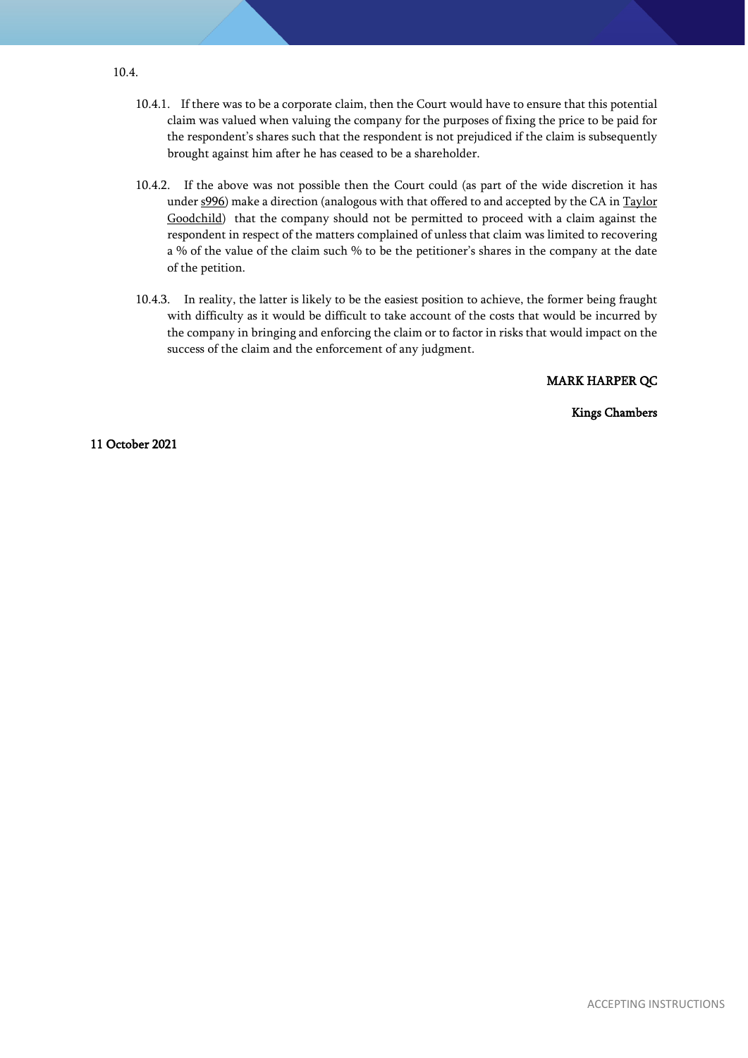10.4.

10.4.1. If there was to be a corporate claim, then the Court would have to ensure that this potential claim was valued when valuing the company for the purposes of fixing the price to be paid for the respondent's shares such that the respondent is not prejudiced if the claim is subsequently brought against him after he has ceased to be a shareholder.

10.4.2. If the above was not possible then the Court could (as part of the wide discretion it has under s996) make a direction (analogous with that offered to and accepted by the CA in Taylor Goodchild) that the company should not be permitted to proceed with a claim against the respondent in respect of the matters complained of unless that claim was limited to recovering a % of the value of the claim such % to be the petitioner's shares in the company at the date of the petition.

10.4.3. In reality, the latter is likely to be the easiest position to achieve, the former being fraught with difficulty as it would be difficult to take account of the costs that would be incurred by the company in bringing and enforcing the claim or to factor in risks that would impact on the success of the claim and the enforcement of any judgment.

**MARK HARPER QC**

**Kings Chambers**

**11 October 2021**